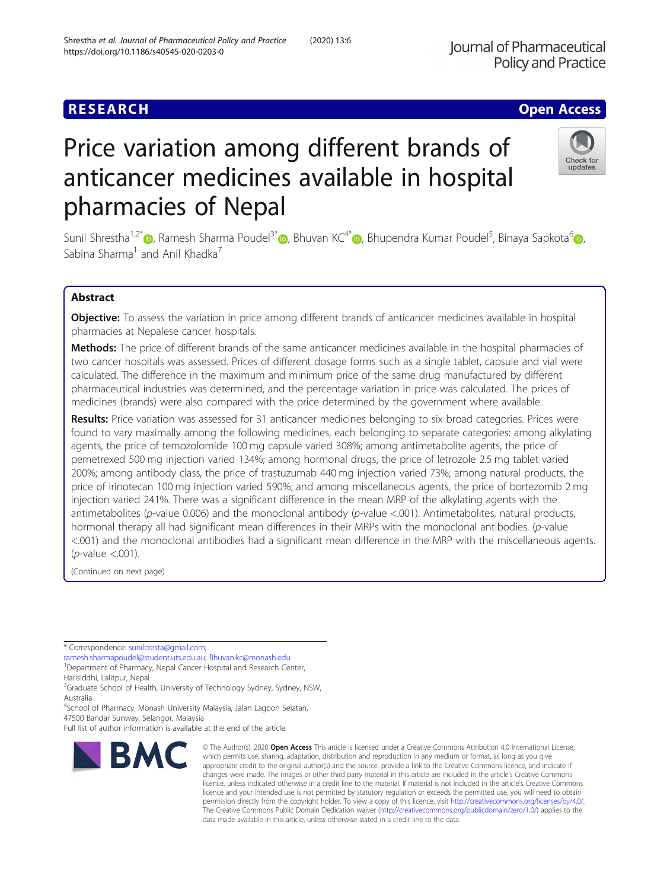RESEARCH

Open Access

# Price variation among different brands of anticancer medicines available in hospital pharmacies of Nepal

Sunil Shrestha[1,2*], Ramesh Sharma Poudel[3*], Bhuvan KC[4*], Bhupendra Kumar Poudel[5], Binaya Sapkota[6], Sabina Sharma[1] and Anil Khadka[7]

## Abstract

**Objective:** To assess the variation in price among different brands of anticancer medicines available in hospital pharmacies at Nepalese cancer hospitals.

**Methods:** The price of different brands of the same anticancer medicines available in the hospital pharmacies of two cancer hospitals was assessed. Prices of different dosage forms such as a single tablet, capsule and vial were calculated. The difference in the maximum and minimum price of the same drug manufactured by different pharmaceutical industries was determined, and the percentage variation in price was calculated. The prices of medicines (brands) were also compared with the price determined by the government where available.

**Results:** Price variation was assessed for 31 anticancer medicines belonging to six broad categories. Prices were found to vary maximally among the following medicines, each belonging to separate categories: among alkylating agents, the price of temozolomide 100 mg capsule varied 308%; among antimetabolite agents, the price of pemetrexed 500 mg injection varied 134%; among hormonal drugs, the price of letrozole 2.5 mg tablet varied 200%; among antibody class, the price of trastuzumab 440 mg injection varied 73%; among natural products, the price of irinotecan 100 mg injection varied 590%; and among miscellaneous agents, the price of bortezomib 2 mg injection varied 241%. There was a significant difference in the mean MRP of the alkylating agents with the antimetabolites (*p*-value 0.006) and the monoclonal antibody (*p*-value <.001). Antimetabolites, natural products, hormonal therapy all had significant mean differences in their MRPs with the monoclonal antibodies. (*p*-value <.001) and the monoclonal antibodies had a significant mean difference in the MRP with the miscellaneous agents. (*p*-value <.001).

(Continued on next page)

---

* Correspondence: sunilcresta@gmail.com; ramesh.sharmapoudel@student.uts.edu.au; Bhuvan.kc@monash.edu

[1]Department of Pharmacy, Nepal Cancer Hospital and Research Center, Harisiddhi, Lalitpur, Nepal

[3]Graduate School of Health, University of Technology Sydney, Sydney, NSW, Australia

[4]School of Pharmacy, Monash University Malaysia, Jalan Lagoon Selatan, 47500 Bandar Sunway, Selangor, Malaysia

Full list of author information is available at the end of the article

© The Author(s). 2020 **Open Access** This article is licensed under a Creative Commons Attribution 4.0 International License, which permits use, sharing, adaptation, distribution and reproduction in any medium or format, as long as you give appropriate credit to the original author(s) and the source, provide a link to the Creative Commons licence, and indicate if changes were made. The images or other third party material in this article are included in the article's Creative Commons licence, unless indicated otherwise in a credit line to the material. If material is not included in the article's Creative Commons licence and your intended use is not permitted by statutory regulation or exceeds the permitted use, you will need to obtain permission directly from the copyright holder. To view a copy of this licence, visit http://creativecommons.org/licenses/by/4.0/. The Creative Commons Public Domain Dedication waiver (http://creativecommons.org/publicdomain/zero/1.0/) applies to the data made available in this article, unless otherwise stated in a credit line to the data.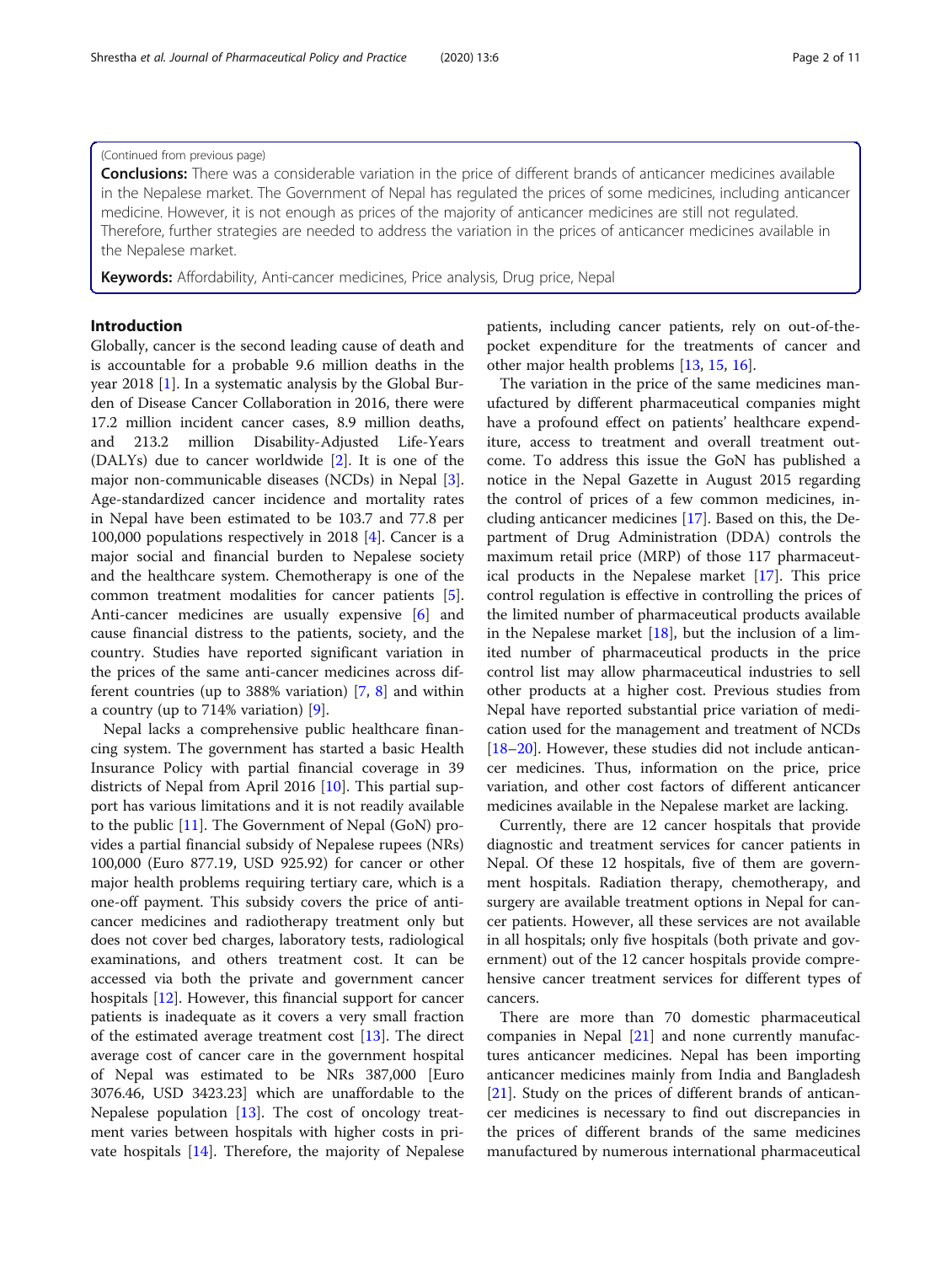(Continued from previous page)

**Conclusions:** There was a considerable variation in the price of different brands of anticancer medicines available in the Nepalese market. The Government of Nepal has regulated the prices of some medicines, including anticancer medicine. However, it is not enough as prices of the majority of anticancer medicines are still not regulated. Therefore, further strategies are needed to address the variation in the prices of anticancer medicines available in the Nepalese market.

**Keywords:** Affordability, Anti-cancer medicines, Price analysis, Drug price, Nepal

## Introduction

Globally, cancer is the second leading cause of death and is accountable for a probable 9.6 million deaths in the year 2018 [1]. In a systematic analysis by the Global Burden of Disease Cancer Collaboration in 2016, there were 17.2 million incident cancer cases, 8.9 million deaths, and 213.2 million Disability-Adjusted Life-Years (DALYs) due to cancer worldwide [2]. It is one of the major non-communicable diseases (NCDs) in Nepal [3]. Age-standardized cancer incidence and mortality rates in Nepal have been estimated to be 103.7 and 77.8 per 100,000 populations respectively in 2018 [4]. Cancer is a major social and financial burden to Nepalese society and the healthcare system. Chemotherapy is one of the common treatment modalities for cancer patients [5]. Anti-cancer medicines are usually expensive [6] and cause financial distress to the patients, society, and the country. Studies have reported significant variation in the prices of the same anti-cancer medicines across different countries (up to 388% variation) [7, 8] and within a country (up to 714% variation) [9].

Nepal lacks a comprehensive public healthcare financing system. The government has started a basic Health Insurance Policy with partial financial coverage in 39 districts of Nepal from April 2016 [10]. This partial support has various limitations and it is not readily available to the public [11]. The Government of Nepal (GoN) provides a partial financial subsidy of Nepalese rupees (NRs) 100,000 (Euro 877.19, USD 925.92) for cancer or other major health problems requiring tertiary care, which is a one-off payment. This subsidy covers the price of anticancer medicines and radiotherapy treatment only but does not cover bed charges, laboratory tests, radiological examinations, and others treatment cost. It can be accessed via both the private and government cancer hospitals [12]. However, this financial support for cancer patients is inadequate as it covers a very small fraction of the estimated average treatment cost [13]. The direct average cost of cancer care in the government hospital of Nepal was estimated to be NRs 387,000 [Euro 3076.46, USD 3423.23] which are unaffordable to the Nepalese population [13]. The cost of oncology treatment varies between hospitals with higher costs in private hospitals [14]. Therefore, the majority of Nepalese patients, including cancer patients, rely on out-of-the-pocket expenditure for the treatments of cancer and other major health problems [13, 15, 16].

The variation in the price of the same medicines manufactured by different pharmaceutical companies might have a profound effect on patients' healthcare expenditure, access to treatment and overall treatment outcome. To address this issue the GoN has published a notice in the Nepal Gazette in August 2015 regarding the control of prices of a few common medicines, including anticancer medicines [17]. Based on this, the Department of Drug Administration (DDA) controls the maximum retail price (MRP) of those 117 pharmaceutical products in the Nepalese market [17]. This price control regulation is effective in controlling the prices of the limited number of pharmaceutical products available in the Nepalese market [18], but the inclusion of a limited number of pharmaceutical products in the price control list may allow pharmaceutical industries to sell other products at a higher cost. Previous studies from Nepal have reported substantial price variation of medication used for the management and treatment of NCDs [18–20]. However, these studies did not include anticancer medicines. Thus, information on the price, price variation, and other cost factors of different anticancer medicines available in the Nepalese market are lacking.

Currently, there are 12 cancer hospitals that provide diagnostic and treatment services for cancer patients in Nepal. Of these 12 hospitals, five of them are government hospitals. Radiation therapy, chemotherapy, and surgery are available treatment options in Nepal for cancer patients. However, all these services are not available in all hospitals; only five hospitals (both private and government) out of the 12 cancer hospitals provide comprehensive cancer treatment services for different types of cancers.

There are more than 70 domestic pharmaceutical companies in Nepal [21] and none currently manufactures anticancer medicines. Nepal has been importing anticancer medicines mainly from India and Bangladesh [21]. Study on the prices of different brands of anticancer medicines is necessary to find out discrepancies in the prices of different brands of the same medicines manufactured by numerous international pharmaceutical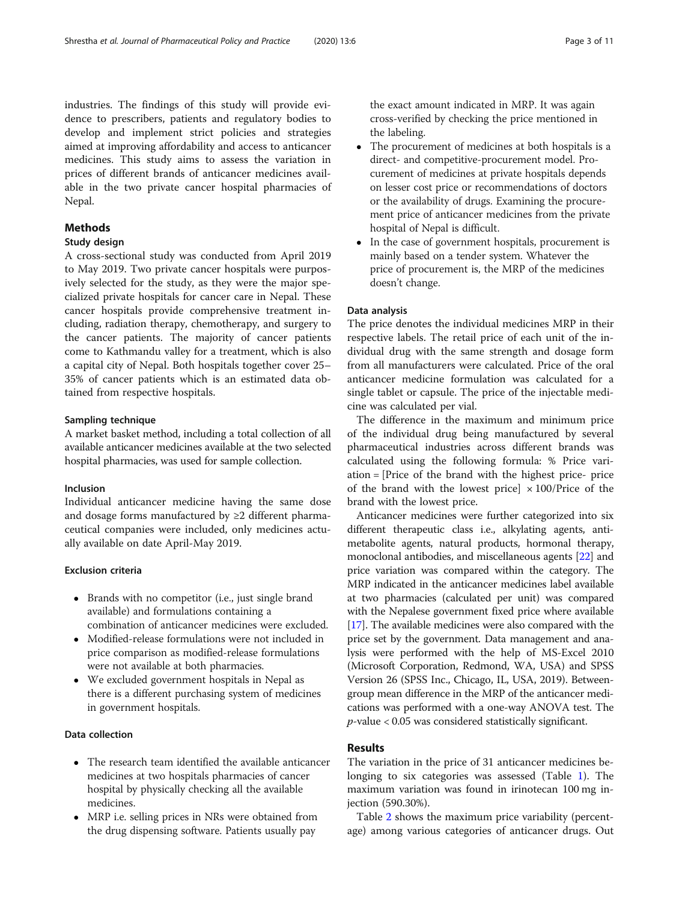industries. The findings of this study will provide evidence to prescribers, patients and regulatory bodies to develop and implement strict policies and strategies aimed at improving affordability and access to anticancer medicines. This study aims to assess the variation in prices of different brands of anticancer medicines available in the two private cancer hospital pharmacies of Nepal.

## Methods

### Study design

A cross-sectional study was conducted from April 2019 to May 2019. Two private cancer hospitals were purposively selected for the study, as they were the major specialized private hospitals for cancer care in Nepal. These cancer hospitals provide comprehensive treatment including, radiation therapy, chemotherapy, and surgery to the cancer patients. The majority of cancer patients come to Kathmandu valley for a treatment, which is also a capital city of Nepal. Both hospitals together cover 25–35% of cancer patients which is an estimated data obtained from respective hospitals.

#### Sampling technique

A market basket method, including a total collection of all available anticancer medicines available at the two selected hospital pharmacies, was used for sample collection.

#### Inclusion

Individual anticancer medicine having the same dose and dosage forms manufactured by ≥2 different pharmaceutical companies were included, only medicines actually available on date April-May 2019.

#### Exclusion criteria

- Brands with no competitor (i.e., just single brand available) and formulations containing a combination of anticancer medicines were excluded.
- Modified-release formulations were not included in price comparison as modified-release formulations were not available at both pharmacies.
- We excluded government hospitals in Nepal as there is a different purchasing system of medicines in government hospitals.

#### Data collection

- The research team identified the available anticancer medicines at two hospitals pharmacies of cancer hospital by physically checking all the available medicines.
- MRP i.e. selling prices in NRs were obtained from the drug dispensing software. Patients usually pay the exact amount indicated in MRP. It was again cross-verified by checking the price mentioned in the labeling.
- The procurement of medicines at both hospitals is a direct- and competitive-procurement model. Procurement of medicines at private hospitals depends on lesser cost price or recommendations of doctors or the availability of drugs. Examining the procurement price of anticancer medicines from the private hospital of Nepal is difficult.
- In the case of government hospitals, procurement is mainly based on a tender system. Whatever the price of procurement is, the MRP of the medicines doesn't change.

#### Data analysis

The price denotes the individual medicines MRP in their respective labels. The retail price of each unit of the individual drug with the same strength and dosage form from all manufacturers were calculated. Price of the oral anticancer medicine formulation was calculated for a single tablet or capsule. The price of the injectable medicine was calculated per vial.

The difference in the maximum and minimum price of the individual drug being manufactured by several pharmaceutical industries across different brands was calculated using the following formula: % Price variation = [Price of the brand with the highest price- price of the brand with the lowest price] $\times$ 100/Price of the brand with the lowest price.

Anticancer medicines were further categorized into six different therapeutic class i.e., alkylating agents, antimetabolite agents, natural products, hormonal therapy, monoclonal antibodies, and miscellaneous agents [22] and price variation was compared within the category. The MRP indicated in the anticancer medicines label available at two pharmacies (calculated per unit) was compared with the Nepalese government fixed price where available [17]. The available medicines were also compared with the price set by the government. Data management and analysis were performed with the help of MS-Excel 2010 (Microsoft Corporation, Redmond, WA, USA) and SPSS Version 26 (SPSS Inc., Chicago, IL, USA, 2019). Between-group mean difference in the MRP of the anticancer medications was performed with a one-way ANOVA test. The $p$-value < 0.05 was considered statistically significant.

## Results

The variation in the price of 31 anticancer medicines belonging to six categories was assessed (Table 1). The maximum variation was found in irinotecan 100 mg injection (590.30%).

Table 2 shows the maximum price variability (percentage) among various categories of anticancer drugs. Out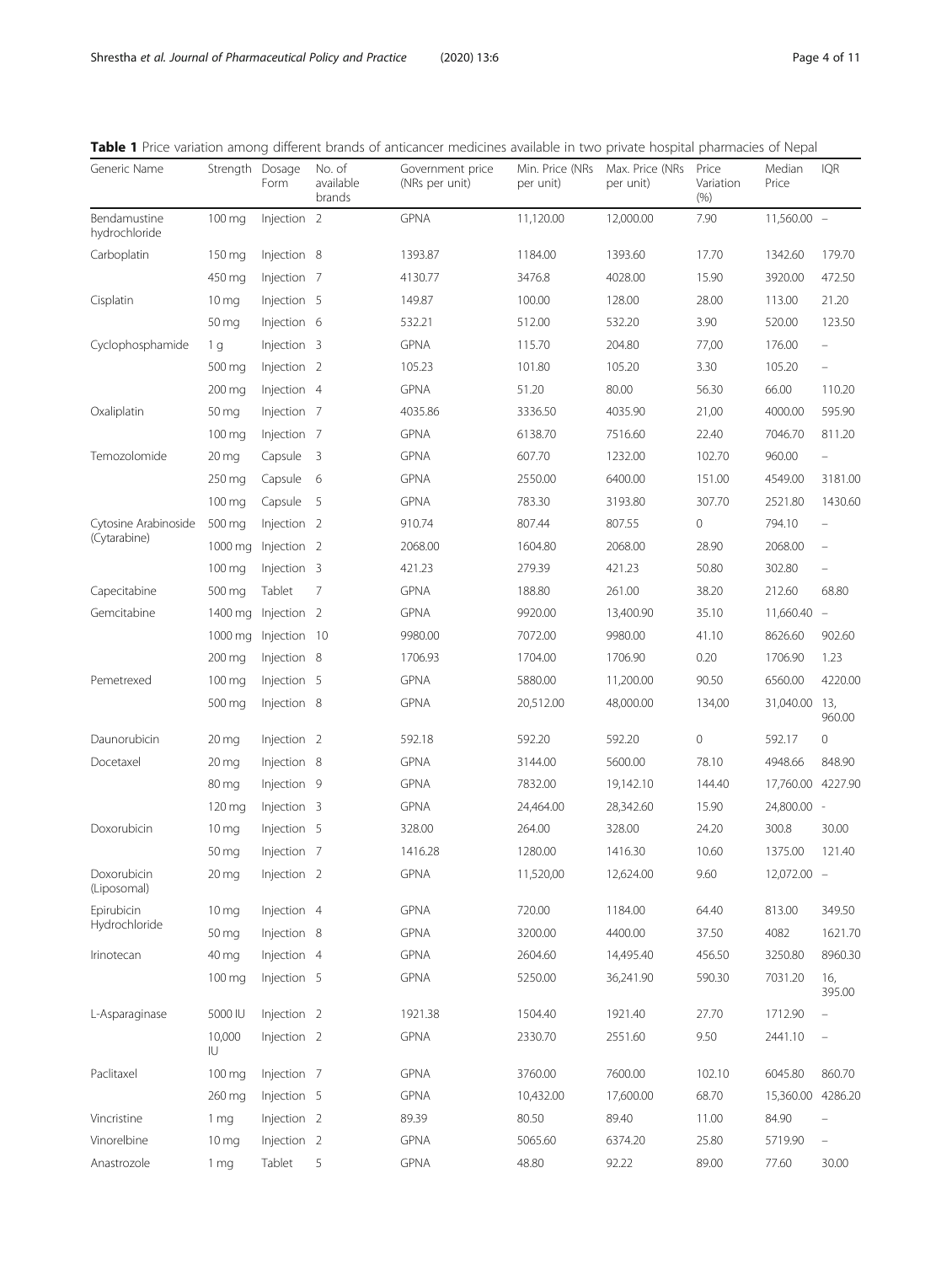**Table 1** Price variation among different brands of anticancer medicines available in two private hospital pharmacies of Nepal

| Generic Name | Strength | Dosage Form | No. of available brands | Government price (NRs per unit) | Min. Price (NRs per unit) | Max. Price (NRs per unit) | Price Variation (%) | Median Price | IQR |
|---|---|---|---|---|---|---|---|---|---|
| Bendamustine hydrochloride | 100 mg | Injection | 2 | GPNA | 11,120.00 | 12,000.00 | 7.90 | 11,560.00 | – |
| Carboplatin | 150 mg | Injection | 8 | 1393.87 | 1184.00 | 1393.60 | 17.70 | 1342.60 | 179.70 |
| | 450 mg | Injection | 7 | 4130.77 | 3476.8 | 4028.00 | 15.90 | 3920.00 | 472.50 |
| Cisplatin | 10 mg | Injection | 5 | 149.87 | 100.00 | 128.00 | 28.00 | 113.00 | 21.20 |
| | 50 mg | Injection | 6 | 532.21 | 512.00 | 532.20 | 3.90 | 520.00 | 123.50 |
| Cyclophosphamide | 1 g | Injection | 3 | GPNA | 115.70 | 204.80 | 77,00 | 176.00 | – |
| | 500 mg | Injection | 2 | 105.23 | 101.80 | 105.20 | 3.30 | 105.20 | – |
| | 200 mg | Injection | 4 | GPNA | 51.20 | 80.00 | 56.30 | 66.00 | 110.20 |
| Oxaliplatin | 50 mg | Injection | 7 | 4035.86 | 3336.50 | 4035.90 | 21,00 | 4000.00 | 595.90 |
| | 100 mg | Injection | 7 | GPNA | 6138.70 | 7516.60 | 22.40 | 7046.70 | 811.20 |
| Temozolomide | 20 mg | Capsule | 3 | GPNA | 607.70 | 1232.00 | 102.70 | 960.00 | – |
| | 250 mg | Capsule | 6 | GPNA | 2550.00 | 6400.00 | 151.00 | 4549.00 | 3181.00 |
| | 100 mg | Capsule | 5 | GPNA | 783.30 | 3193.80 | 307.70 | 2521.80 | 1430.60 |
| Cytosine Arabinoside (Cytarabine) | 500 mg | Injection | 2 | 910.74 | 807.44 | 807.55 | 0 | 794.10 | – |
| | 1000 mg | Injection | 2 | 2068.00 | 1604.80 | 2068.00 | 28.90 | 2068.00 | – |
| | 100 mg | Injection | 3 | 421.23 | 279.39 | 421.23 | 50.80 | 302.80 | – |
| Capecitabine | 500 mg | Tablet | 7 | GPNA | 188.80 | 261.00 | 38.20 | 212.60 | 68.80 |
| Gemcitabine | 1400 mg | Injection | 2 | GPNA | 9920.00 | 13,400.90 | 35.10 | 11,660.40 | – |
| | 1000 mg | Injection | 10 | 9980.00 | 7072.00 | 9980.00 | 41.10 | 8626.60 | 902.60 |
| | 200 mg | Injection | 8 | 1706.93 | 1704.00 | 1706.90 | 0.20 | 1706.90 | 1.23 |
| Pemetrexed | 100 mg | Injection | 5 | GPNA | 5880.00 | 11,200.00 | 90.50 | 6560.00 | 4220.00 |
| | 500 mg | Injection | 8 | GPNA | 20,512.00 | 48,000.00 | 134,00 | 31,040.00 | 13, 960.00 |
| Daunorubicin | 20 mg | Injection | 2 | 592.18 | 592.20 | 592.20 | 0 | 592.17 | 0 |
| Docetaxel | 20 mg | Injection | 8 | GPNA | 3144.00 | 5600.00 | 78.10 | 4948.66 | 848.90 |
| | 80 mg | Injection | 9 | GPNA | 7832.00 | 19,142.10 | 144.40 | 17,760.00 | 4227.90 |
| | 120 mg | Injection | 3 | GPNA | 24,464.00 | 28,342.60 | 15.90 | 24,800.00 | - |
| Doxorubicin | 10 mg | Injection | 5 | 328.00 | 264.00 | 328.00 | 24.20 | 300.8 | 30.00 |
| | 50 mg | Injection | 7 | 1416.28 | 1280.00 | 1416.30 | 10.60 | 1375.00 | 121.40 |
| Doxorubicin (Liposomal) | 20 mg | Injection | 2 | GPNA | 11,520,00 | 12,624.00 | 9.60 | 12,072.00 | – |
| Epirubicin Hydrochloride | 10 mg | Injection | 4 | GPNA | 720.00 | 1184.00 | 64.40 | 813.00 | 349.50 |
| | 50 mg | Injection | 8 | GPNA | 3200.00 | 4400.00 | 37.50 | 4082 | 1621.70 |
| Irinotecan | 40 mg | Injection | 4 | GPNA | 2604.60 | 14,495.40 | 456.50 | 3250.80 | 8960.30 |
| | 100 mg | Injection | 5 | GPNA | 5250.00 | 36,241.90 | 590.30 | 7031.20 | 16, 395.00 |
| L-Asparaginase | 5000 IU | Injection | 2 | 1921.38 | 1504.40 | 1921.40 | 27.70 | 1712.90 | – |
| | 10,000 IU | Injection | 2 | GPNA | 2330.70 | 2551.60 | 9.50 | 2441.10 | – |
| Paclitaxel | 100 mg | Injection | 7 | GPNA | 3760.00 | 7600.00 | 102.10 | 6045.80 | 860.70 |
| | 260 mg | Injection | 5 | GPNA | 10,432.00 | 17,600.00 | 68.70 | 15,360.00 | 4286.20 |
| Vincristine | 1 mg | Injection | 2 | 89.39 | 80.50 | 89.40 | 11.00 | 84.90 | – |
| Vinorelbine | 10 mg | Injection | 2 | GPNA | 5065.60 | 6374.20 | 25.80 | 5719.90 | – |
| Anastrozole | 1 mg | Tablet | 5 | GPNA | 48.80 | 92.22 | 89.00 | 77.60 | 30.00 |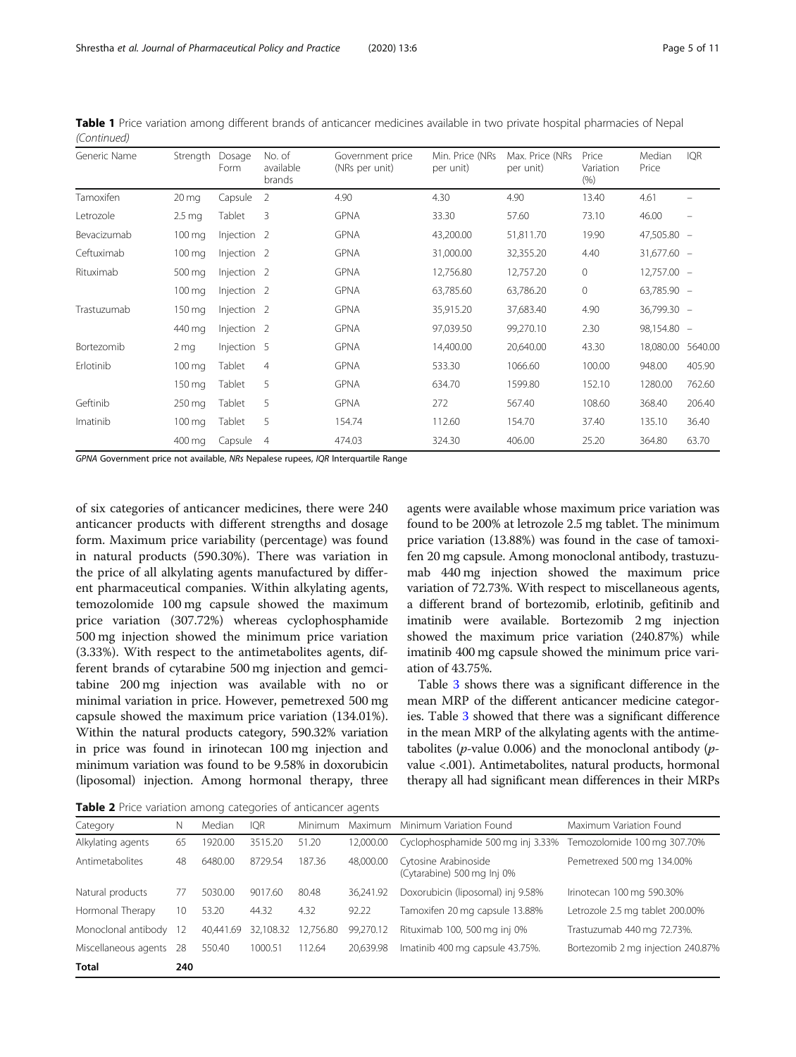**Table 1** Price variation among different brands of anticancer medicines available in two private hospital pharmacies of Nepal *(Continued)*

| Generic Name | Strength | Dosage Form | No. of available brands | Government price (NRs per unit) | Min. Price (NRs per unit) | Max. Price (NRs per unit) | Price Variation (%) | Median Price | IQR |
|---|---|---|---|---|---|---|---|---|---|
| Tamoxifen | 20 mg | Capsule | 2 | 4.90 | 4.30 | 4.90 | 13.40 | 4.61 | – |
| Letrozole | 2.5 mg | Tablet | 3 | GPNA | 33.30 | 57.60 | 73.10 | 46.00 | – |
| Bevacizumab | 100 mg | Injection | 2 | GPNA | 43,200.00 | 51,811.70 | 19.90 | 47,505.80 | – |
| Ceftuximab | 100 mg | Injection | 2 | GPNA | 31,000.00 | 32,355.20 | 4.40 | 31,677.60 | – |
| Rituximab | 500 mg | Injection | 2 | GPNA | 12,756.80 | 12,757.20 | 0 | 12,757.00 | – |
| | 100 mg | Injection | 2 | GPNA | 63,785.60 | 63,786.20 | 0 | 63,785.90 | – |
| Trastuzumab | 150 mg | Injection | 2 | GPNA | 35,915.20 | 37,683.40 | 4.90 | 36,799.30 | – |
| | 440 mg | Injection | 2 | GPNA | 97,039.50 | 99,270.10 | 2.30 | 98,154.80 | – |
| Bortezomib | 2 mg | Injection | 5 | GPNA | 14,400.00 | 20,640.00 | 43.30 | 18,080.00 | 5640.00 |
| Erlotinib | 100 mg | Tablet | 4 | GPNA | 533.30 | 1066.60 | 100.00 | 948.00 | 405.90 |
| | 150 mg | Tablet | 5 | GPNA | 634.70 | 1599.80 | 152.10 | 1280.00 | 762.60 |
| Geftinib | 250 mg | Tablet | 5 | GPNA | 272 | 567.40 | 108.60 | 368.40 | 206.40 |
| Imatinib | 100 mg | Tablet | 5 | 154.74 | 112.60 | 154.70 | 37.40 | 135.10 | 36.40 |
| | 400 mg | Capsule | 4 | 474.03 | 324.30 | 406.00 | 25.20 | 364.80 | 63.70 |

*GPNA* Government price not available, *NRs* Nepalese rupees, *IQR* Interquartile Range

of six categories of anticancer medicines, there were 240 anticancer products with different strengths and dosage form. Maximum price variability (percentage) was found in natural products (590.30%). There was variation in the price of all alkylating agents manufactured by different pharmaceutical companies. Within alkylating agents, temozolomide 100 mg capsule showed the maximum price variation (307.72%) whereas cyclophosphamide 500 mg injection showed the minimum price variation (3.33%). With respect to the antimetabolites agents, different brands of cytarabine 500 mg injection and gemcitabine 200 mg injection was available with no or minimal variation in price. However, pemetrexed 500 mg capsule showed the maximum price variation (134.01%). Within the natural products category, 590.32% variation in price was found in irinotecan 100 mg injection and minimum variation was found to be 9.58% in doxorubicin (liposomal) injection. Among hormonal therapy, three agents were available whose maximum price variation was found to be 200% at letrozole 2.5 mg tablet. The minimum price variation (13.88%) was found in the case of tamoxifen 20 mg capsule. Among monoclonal antibody, trastuzumab 440 mg injection showed the maximum price variation of 72.73%. With respect to miscellaneous agents, a different brand of bortezomib, erlotinib, gefitinib and imatinib were available. Bortezomib 2 mg injection showed the maximum price variation (240.87%) while imatinib 400 mg capsule showed the minimum price variation of 43.75%.

Table 3 shows there was a significant difference in the mean MRP of the different anticancer medicine categories. Table 3 showed that there was a significant difference in the mean MRP of the alkylating agents with the antimetabolites ($p$-value 0.006) and the monoclonal antibody ($p$-value <.001). Antimetabolites, natural products, hormonal therapy all had significant mean differences in their MRPs

**Table 2** Price variation among categories of anticancer agents

| Category | N | Median | IQR | Minimum | Maximum | Minimum Variation Found | Maximum Variation Found |
|---|---|---|---|---|---|---|---|
| Alkylating agents | 65 | 1920.00 | 3515.20 | 51.20 | 12,000.00 | Cyclophosphamide 500 mg inj 3.33% | Temozolomide 100 mg 307.70% |
| Antimetabolites | 48 | 6480.00 | 8729.54 | 187.36 | 48,000.00 | Cytosine Arabinoside (Cytarabine) 500 mg Inj 0% | Pemetrexed 500 mg 134.00% |
| Natural products | 77 | 5030.00 | 9017.60 | 80.48 | 36,241.92 | Doxorubicin (liposomal) inj 9.58% | Irinotecan 100 mg 590.30% |
| Hormonal Therapy | 10 | 53.20 | 44.32 | 4.32 | 92.22 | Tamoxifen 20 mg capsule 13.88% | Letrozole 2.5 mg tablet 200.00% |
| Monoclonal antibody | 12 | 40,441.69 | 32,108.32 | 12,756.80 | 99,270.12 | Rituximab 100, 500 mg inj 0% | Trastuzumab 440 mg 72.73%. |
| Miscellaneous agents | 28 | 550.40 | 1000.51 | 112.64 | 20,639.98 | Imatinib 400 mg capsule 43.75%. | Bortezomib 2 mg injection 240.87% |
| **Total** | **240** | | | | | | |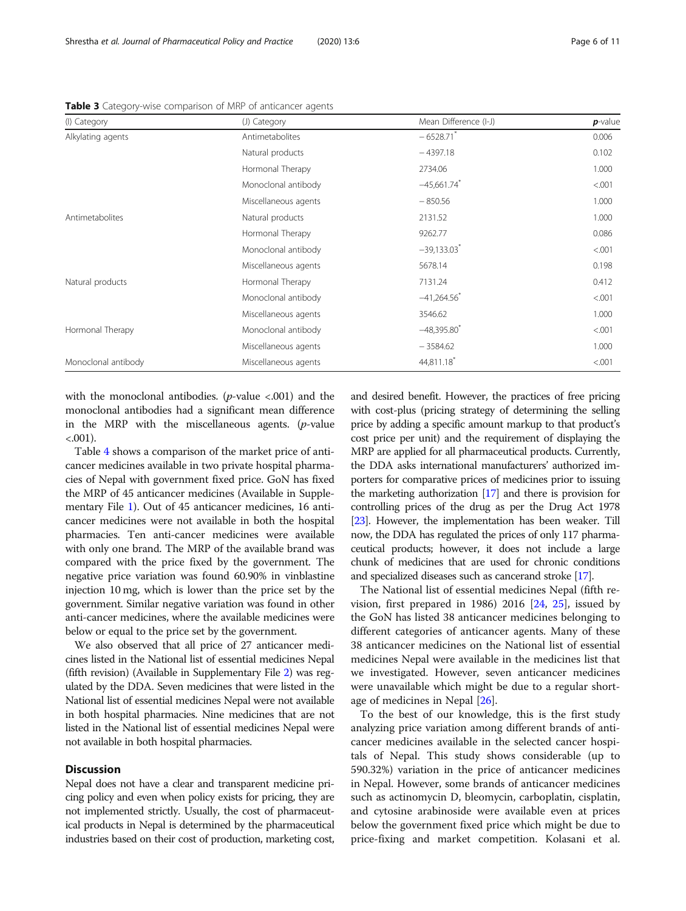**Table 3** Category-wise comparison of MRP of anticancer agents

| (I) Category | (J) Category | Mean Difference (I-J) | ***p***-value |
|---|---|---|---|
| Alkylating agents | Antimetabolites | − 6528.71* | 0.006 |
| | Natural products | − 4397.18 | 0.102 |
| | Hormonal Therapy | 2734.06 | 1.000 |
| | Monoclonal antibody | −45,661.74* | <.001 |
| | Miscellaneous agents | − 850.56 | 1.000 |
| Antimetabolites | Natural products | 2131.52 | 1.000 |
| | Hormonal Therapy | 9262.77 | 0.086 |
| | Monoclonal antibody | −39,133.03* | <.001 |
| | Miscellaneous agents | 5678.14 | 0.198 |
| Natural products | Hormonal Therapy | 7131.24 | 0.412 |
| | Monoclonal antibody | −41,264.56* | <.001 |
| | Miscellaneous agents | 3546.62 | 1.000 |
| Hormonal Therapy | Monoclonal antibody | −48,395.80* | <.001 |
| | Miscellaneous agents | − 3584.62 | 1.000 |
| Monoclonal antibody | Miscellaneous agents | 44,811.18* | <.001 |

with the monoclonal antibodies. ($p$-value <.001) and the monoclonal antibodies had a significant mean difference in the MRP with the miscellaneous agents. ($p$-value <.001).

Table 4 shows a comparison of the market price of anticancer medicines available in two private hospital pharmacies of Nepal with government fixed price. GoN has fixed the MRP of 45 anticancer medicines (Available in Supplementary File 1). Out of 45 anticancer medicines, 16 anticancer medicines were not available in both the hospital pharmacies. Ten anti-cancer medicines were available with only one brand. The MRP of the available brand was compared with the price fixed by the government. The negative price variation was found 60.90% in vinblastine injection 10 mg, which is lower than the price set by the government. Similar negative variation was found in other anti-cancer medicines, where the available medicines were below or equal to the price set by the government.

We also observed that all price of 27 anticancer medicines listed in the National list of essential medicines Nepal (fifth revision) (Available in Supplementary File 2) was regulated by the DDA. Seven medicines that were listed in the National list of essential medicines Nepal were not available in both hospital pharmacies. Nine medicines that are not listed in the National list of essential medicines Nepal were not available in both hospital pharmacies.

## Discussion

Nepal does not have a clear and transparent medicine pricing policy and even when policy exists for pricing, they are not implemented strictly. Usually, the cost of pharmaceutical products in Nepal is determined by the pharmaceutical industries based on their cost of production, marketing cost, and desired benefit. However, the practices of free pricing with cost-plus (pricing strategy of determining the selling price by adding a specific amount markup to that product's cost price per unit) and the requirement of displaying the MRP are applied for all pharmaceutical products. Currently, the DDA asks international manufacturers' authorized importers for comparative prices of medicines prior to issuing the marketing authorization [17] and there is provision for controlling prices of the drug as per the Drug Act 1978 [23]. However, the implementation has been weaker. Till now, the DDA has regulated the prices of only 117 pharmaceutical products; however, it does not include a large chunk of medicines that are used for chronic conditions and specialized diseases such as cancerand stroke [17].

The National list of essential medicines Nepal (fifth revision, first prepared in 1986) 2016 [24, 25], issued by the GoN has listed 38 anticancer medicines belonging to different categories of anticancer agents. Many of these 38 anticancer medicines on the National list of essential medicines Nepal were available in the medicines list that we investigated. However, seven anticancer medicines were unavailable which might be due to a regular shortage of medicines in Nepal [26].

To the best of our knowledge, this is the first study analyzing price variation among different brands of anticancer medicines available in the selected cancer hospitals of Nepal. This study shows considerable (up to 590.32%) variation in the price of anticancer medicines in Nepal. However, some brands of anticancer medicines such as actinomycin D, bleomycin, carboplatin, cisplatin, and cytosine arabinoside were available even at prices below the government fixed price which might be due to price-fixing and market competition. Kolasani et al.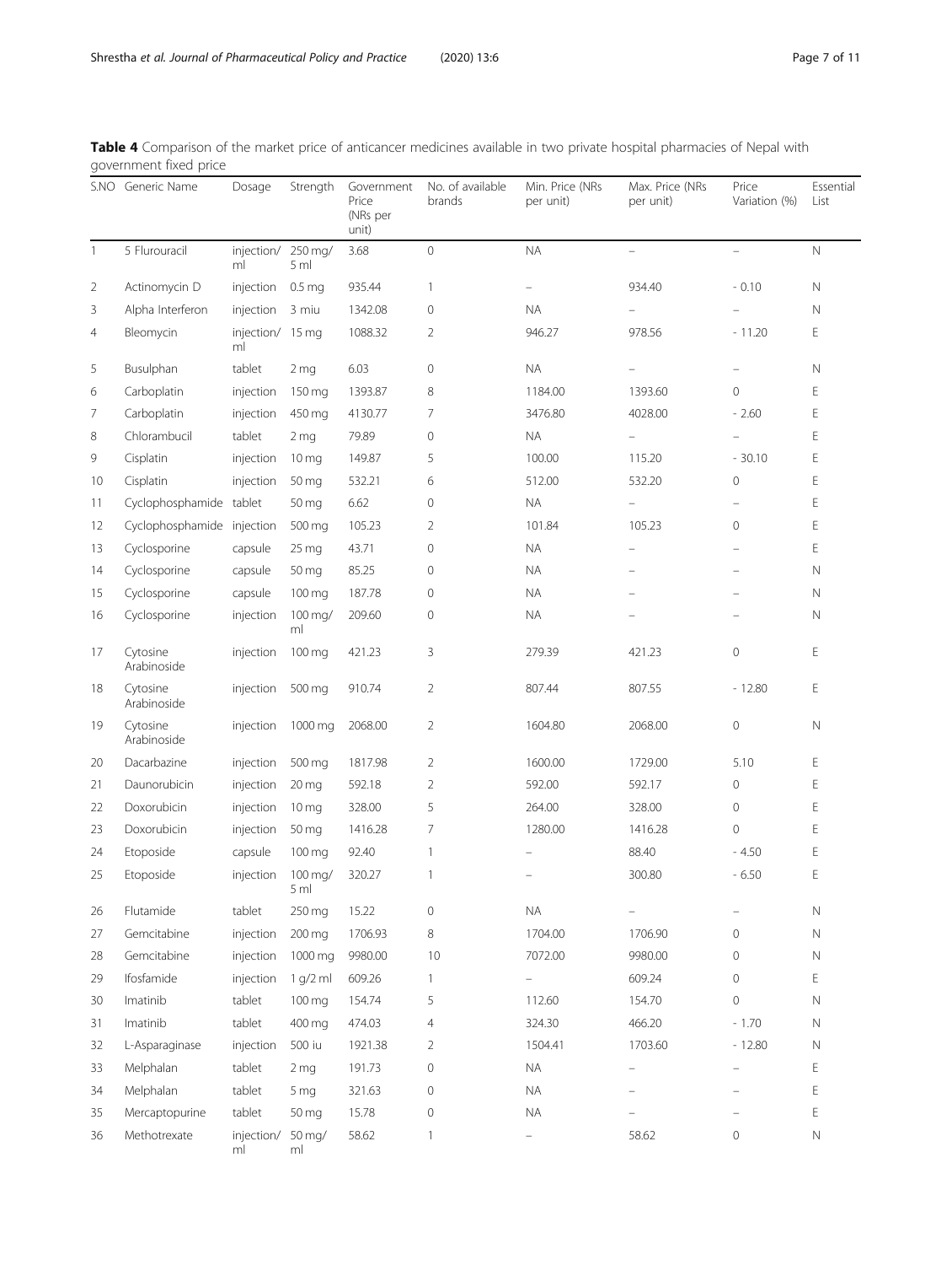**Table 4** Comparison of the market price of anticancer medicines available in two private hospital pharmacies of Nepal with government fixed price

| S.NO | Generic Name | Dosage | Strength | Government Price (NRs per unit) | No. of available brands | Min. Price (NRs per unit) | Max. Price (NRs per unit) | Price Variation (%) | Essential List |
|---|---|---|---|---|---|---|---|---|---|
| 1 | 5 Flurouracil | injection/ml | 250 mg/5 ml | 3.68 | 0 | NA | – | – | N |
| 2 | Actinomycin D | injection | 0.5 mg | 935.44 | 1 | – | 934.40 | - 0.10 | N |
| 3 | Alpha Interferon | injection | 3 miu | 1342.08 | 0 | NA | – | – | N |
| 4 | Bleomycin | injection/ml | 15 mg | 1088.32 | 2 | 946.27 | 978.56 | - 11.20 | E |
| 5 | Busulphan | tablet | 2 mg | 6.03 | 0 | NA | – | – | N |
| 6 | Carboplatin | injection | 150 mg | 1393.87 | 8 | 1184.00 | 1393.60 | 0 | E |
| 7 | Carboplatin | injection | 450 mg | 4130.77 | 7 | 3476.80 | 4028.00 | - 2.60 | E |
| 8 | Chlorambucil | tablet | 2 mg | 79.89 | 0 | NA | – | – | E |
| 9 | Cisplatin | injection | 10 mg | 149.87 | 5 | 100.00 | 115.20 | - 30.10 | E |
| 10 | Cisplatin | injection | 50 mg | 532.21 | 6 | 512.00 | 532.20 | 0 | E |
| 11 | Cyclophosphamide | tablet | 50 mg | 6.62 | 0 | NA | – | – | E |
| 12 | Cyclophosphamide | injection | 500 mg | 105.23 | 2 | 101.84 | 105.23 | 0 | E |
| 13 | Cyclosporine | capsule | 25 mg | 43.71 | 0 | NA | – | – | E |
| 14 | Cyclosporine | capsule | 50 mg | 85.25 | 0 | NA | – | – | N |
| 15 | Cyclosporine | capsule | 100 mg | 187.78 | 0 | NA | – | – | N |
| 16 | Cyclosporine | injection | 100 mg/ml | 209.60 | 0 | NA | – | – | N |
| 17 | Cytosine Arabinoside | injection | 100 mg | 421.23 | 3 | 279.39 | 421.23 | 0 | E |
| 18 | Cytosine Arabinoside | injection | 500 mg | 910.74 | 2 | 807.44 | 807.55 | - 12.80 | E |
| 19 | Cytosine Arabinoside | injection | 1000 mg | 2068.00 | 2 | 1604.80 | 2068.00 | 0 | N |
| 20 | Dacarbazine | injection | 500 mg | 1817.98 | 2 | 1600.00 | 1729.00 | 5.10 | E |
| 21 | Daunorubicin | injection | 20 mg | 592.18 | 2 | 592.00 | 592.17 | 0 | E |
| 22 | Doxorubicin | injection | 10 mg | 328.00 | 5 | 264.00 | 328.00 | 0 | E |
| 23 | Doxorubicin | injection | 50 mg | 1416.28 | 7 | 1280.00 | 1416.28 | 0 | E |
| 24 | Etoposide | capsule | 100 mg | 92.40 | 1 | – | 88.40 | - 4.50 | E |
| 25 | Etoposide | injection | 100 mg/5 ml | 320.27 | 1 | – | 300.80 | - 6.50 | E |
| 26 | Flutamide | tablet | 250 mg | 15.22 | 0 | NA | – | – | N |
| 27 | Gemcitabine | injection | 200 mg | 1706.93 | 8 | 1704.00 | 1706.90 | 0 | N |
| 28 | Gemcitabine | injection | 1000 mg | 9980.00 | 10 | 7072.00 | 9980.00 | 0 | N |
| 29 | Ifosfamide | injection | 1 g/2 ml | 609.26 | 1 | – | 609.24 | 0 | E |
| 30 | Imatinib | tablet | 100 mg | 154.74 | 5 | 112.60 | 154.70 | 0 | N |
| 31 | Imatinib | tablet | 400 mg | 474.03 | 4 | 324.30 | 466.20 | - 1.70 | N |
| 32 | L-Asparaginase | injection | 500 iu | 1921.38 | 2 | 1504.41 | 1703.60 | - 12.80 | N |
| 33 | Melphalan | tablet | 2 mg | 191.73 | 0 | NA | – | – | E |
| 34 | Melphalan | tablet | 5 mg | 321.63 | 0 | NA | – | – | E |
| 35 | Mercaptopurine | tablet | 50 mg | 15.78 | 0 | NA | – | – | E |
| 36 | Methotrexate | injection/ml | 50 mg/ml | 58.62 | 1 | – | 58.62 | 0 | N |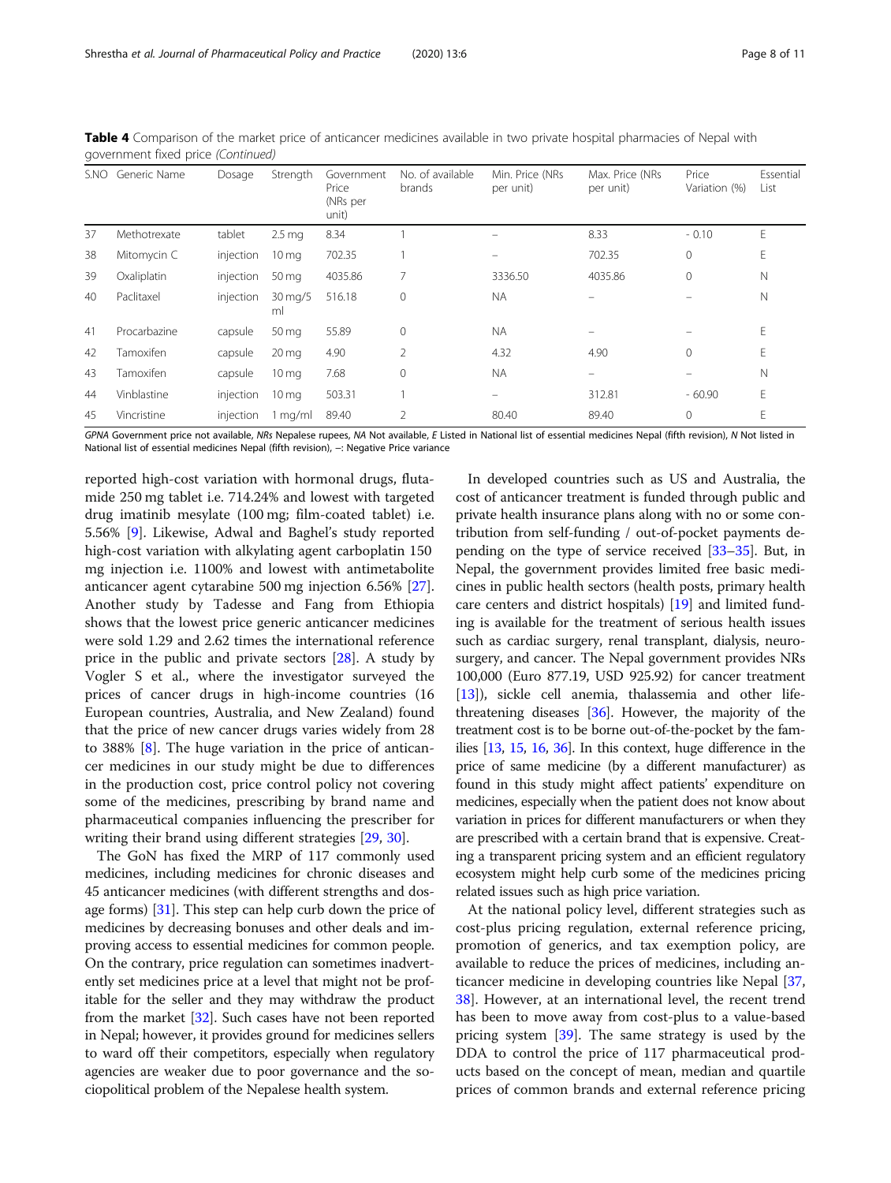**Table 4** Comparison of the market price of anticancer medicines available in two private hospital pharmacies of Nepal with government fixed price *(Continued)*

| S.NO | Generic Name | Dosage | Strength | Government Price (NRs per unit) | No. of available brands | Min. Price (NRs per unit) | Max. Price (NRs per unit) | Price Variation (%) | Essential List |
|---|---|---|---|---|---|---|---|---|---|
| 37 | Methotrexate | tablet | 2.5 mg | 8.34 | 1 | – | 8.33 | - 0.10 | E |
| 38 | Mitomycin C | injection | 10 mg | 702.35 | 1 | – | 702.35 | 0 | E |
| 39 | Oxaliplatin | injection | 50 mg | 4035.86 | 7 | 3336.50 | 4035.86 | 0 | N |
| 40 | Paclitaxel | injection | 30 mg/5 ml | 516.18 | 0 | NA | – | – | N |
| 41 | Procarbazine | capsule | 50 mg | 55.89 | 0 | NA | – | – | E |
| 42 | Tamoxifen | capsule | 20 mg | 4.90 | 2 | 4.32 | 4.90 | 0 | E |
| 43 | Tamoxifen | capsule | 10 mg | 7.68 | 0 | NA | – | – | N |
| 44 | Vinblastine | injection | 10 mg | 503.31 | 1 | – | 312.81 | - 60.90 | E |
| 45 | Vincristine | injection | 1 mg/ml | 89.40 | 2 | 80.40 | 89.40 | 0 | E |

*GPNA* Government price not available, *NRs* Nepalese rupees, *NA* Not available, *E* Listed in National list of essential medicines Nepal (fifth revision), *N* Not listed in National list of essential medicines Nepal (fifth revision), –: Negative Price variance

reported high-cost variation with hormonal drugs, flutamide 250 mg tablet i.e. 714.24% and lowest with targeted drug imatinib mesylate (100 mg; film-coated tablet) i.e. 5.56% [9]. Likewise, Adwal and Baghel's study reported high-cost variation with alkylating agent carboplatin 150 mg injection i.e. 1100% and lowest with antimetabolite anticancer agent cytarabine 500 mg injection 6.56% [27]. Another study by Tadesse and Fang from Ethiopia shows that the lowest price generic anticancer medicines were sold 1.29 and 2.62 times the international reference price in the public and private sectors [28]. A study by Vogler S et al., where the investigator surveyed the prices of cancer drugs in high-income countries (16 European countries, Australia, and New Zealand) found that the price of new cancer drugs varies widely from 28 to 388% [8]. The huge variation in the price of anticancer medicines in our study might be due to differences in the production cost, price control policy not covering some of the medicines, prescribing by brand name and pharmaceutical companies influencing the prescriber for writing their brand using different strategies [29, 30].

The GoN has fixed the MRP of 117 commonly used medicines, including medicines for chronic diseases and 45 anticancer medicines (with different strengths and dosage forms) [31]. This step can help curb down the price of medicines by decreasing bonuses and other deals and improving access to essential medicines for common people. On the contrary, price regulation can sometimes inadvertently set medicines price at a level that might not be profitable for the seller and they may withdraw the product from the market [32]. Such cases have not been reported in Nepal; however, it provides ground for medicines sellers to ward off their competitors, especially when regulatory agencies are weaker due to poor governance and the sociopolitical problem of the Nepalese health system.

In developed countries such as US and Australia, the cost of anticancer treatment is funded through public and private health insurance plans along with no or some contribution from self-funding / out-of-pocket payments depending on the type of service received [33–35]. But, in Nepal, the government provides limited free basic medicines in public health sectors (health posts, primary health care centers and district hospitals) [19] and limited funding is available for the treatment of serious health issues such as cardiac surgery, renal transplant, dialysis, neurosurgery, and cancer. The Nepal government provides NRs 100,000 (Euro 877.19, USD 925.92) for cancer treatment [13]), sickle cell anemia, thalassemia and other life-threatening diseases [36]. However, the majority of the treatment cost is to be borne out-of-the-pocket by the families [13, 15, 16, 36]. In this context, huge difference in the price of same medicine (by a different manufacturer) as found in this study might affect patients' expenditure on medicines, especially when the patient does not know about variation in prices for different manufacturers or when they are prescribed with a certain brand that is expensive. Creating a transparent pricing system and an efficient regulatory ecosystem might help curb some of the medicines pricing related issues such as high price variation.

At the national policy level, different strategies such as cost-plus pricing regulation, external reference pricing, promotion of generics, and tax exemption policy, are available to reduce the prices of medicines, including anticancer medicine in developing countries like Nepal [37, 38]. However, at an international level, the recent trend has been to move away from cost-plus to a value-based pricing system [39]. The same strategy is used by the DDA to control the price of 117 pharmaceutical products based on the concept of mean, median and quartile prices of common brands and external reference pricing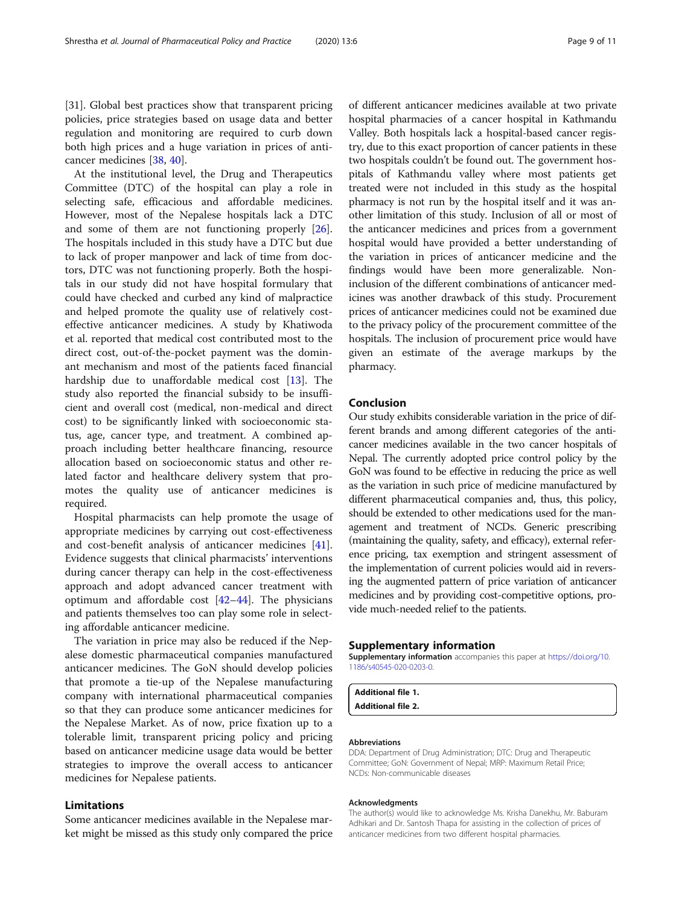[31]. Global best practices show that transparent pricing policies, price strategies based on usage data and better regulation and monitoring are required to curb down both high prices and a huge variation in prices of anticancer medicines [38, 40].

At the institutional level, the Drug and Therapeutics Committee (DTC) of the hospital can play a role in selecting safe, efficacious and affordable medicines. However, most of the Nepalese hospitals lack a DTC and some of them are not functioning properly [26]. The hospitals included in this study have a DTC but due to lack of proper manpower and lack of time from doctors, DTC was not functioning properly. Both the hospitals in our study did not have hospital formulary that could have checked and curbed any kind of malpractice and helped promote the quality use of relatively cost-effective anticancer medicines. A study by Khatiwoda et al. reported that medical cost contributed most to the direct cost, out-of-the-pocket payment was the dominant mechanism and most of the patients faced financial hardship due to unaffordable medical cost [13]. The study also reported the financial subsidy to be insufficient and overall cost (medical, non-medical and direct cost) to be significantly linked with socioeconomic status, age, cancer type, and treatment. A combined approach including better healthcare financing, resource allocation based on socioeconomic status and other related factor and healthcare delivery system that promotes the quality use of anticancer medicines is required.

Hospital pharmacists can help promote the usage of appropriate medicines by carrying out cost-effectiveness and cost-benefit analysis of anticancer medicines [41]. Evidence suggests that clinical pharmacists' interventions during cancer therapy can help in the cost-effectiveness approach and adopt advanced cancer treatment with optimum and affordable cost [42–44]. The physicians and patients themselves too can play some role in selecting affordable anticancer medicine.

The variation in price may also be reduced if the Nepalese domestic pharmaceutical companies manufactured anticancer medicines. The GoN should develop policies that promote a tie-up of the Nepalese manufacturing company with international pharmaceutical companies so that they can produce some anticancer medicines for the Nepalese Market. As of now, price fixation up to a tolerable limit, transparent pricing policy and pricing based on anticancer medicine usage data would be better strategies to improve the overall access to anticancer medicines for Nepalese patients.

## Limitations

Some anticancer medicines available in the Nepalese market might be missed as this study only compared the price of different anticancer medicines available at two private hospital pharmacies of a cancer hospital in Kathmandu Valley. Both hospitals lack a hospital-based cancer registry, due to this exact proportion of cancer patients in these two hospitals couldn't be found out. The government hospitals of Kathmandu valley where most patients get treated were not included in this study as the hospital pharmacy is not run by the hospital itself and it was another limitation of this study. Inclusion of all or most of the anticancer medicines and prices from a government hospital would have provided a better understanding of the variation in prices of anticancer medicine and the findings would have been more generalizable. Non-inclusion of the different combinations of anticancer medicines was another drawback of this study. Procurement prices of anticancer medicines could not be examined due to the privacy policy of the procurement committee of the hospitals. The inclusion of procurement price would have given an estimate of the average markups by the pharmacy.

## Conclusion

Our study exhibits considerable variation in the price of different brands and among different categories of the anticancer medicines available in the two cancer hospitals of Nepal. The currently adopted price control policy by the GoN was found to be effective in reducing the price as well as the variation in such price of medicine manufactured by different pharmaceutical companies and, thus, this policy, should be extended to other medications used for the management and treatment of NCDs. Generic prescribing (maintaining the quality, safety, and efficacy), external reference pricing, tax exemption and stringent assessment of the implementation of current policies would aid in reversing the augmented pattern of price variation of anticancer medicines and by providing cost-competitive options, provide much-needed relief to the patients.

## Supplementary information

**Supplementary information** accompanies this paper at https://doi.org/10.1186/s40545-020-0203-0.

**Additional file 1.**
**Additional file 2.**

#### Abbreviations

DDA: Department of Drug Administration; DTC: Drug and Therapeutic Committee; GoN: Government of Nepal; MRP: Maximum Retail Price; NCDs: Non-communicable diseases

#### Acknowledgments

The author(s) would like to acknowledge Ms. Krisha Danekhu, Mr. Baburam Adhikari and Dr. Santosh Thapa for assisting in the collection of prices of anticancer medicines from two different hospital pharmacies.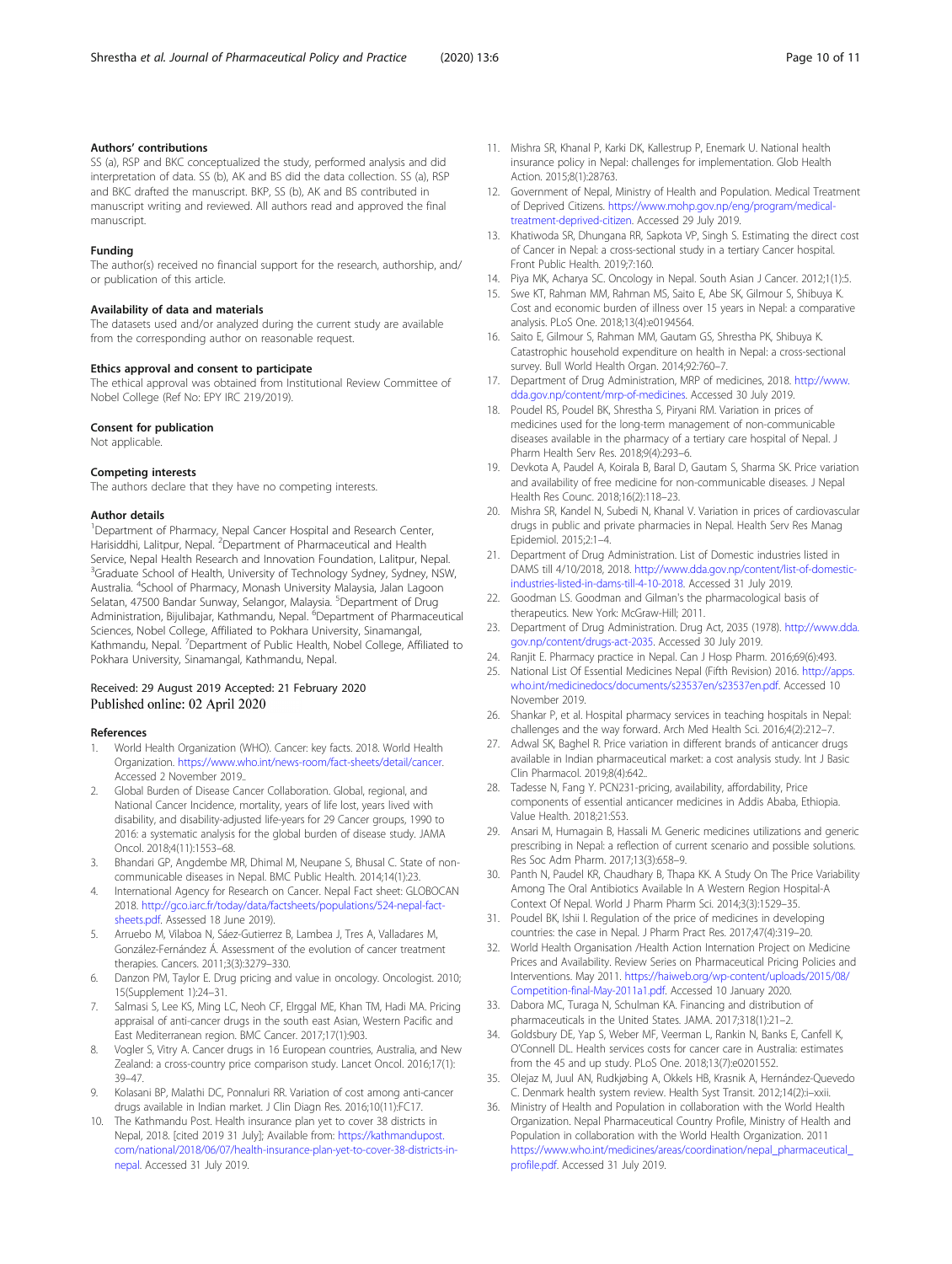### Authors' contributions

SS (a), RSP and BKC conceptualized the study, performed analysis and did interpretation of data. SS (b), AK and BS did the data collection. SS (a), RSP and BKC drafted the manuscript. BKP, SS (b), AK and BS contributed in manuscript writing and reviewed. All authors read and approved the final manuscript.

### Funding

The author(s) received no financial support for the research, authorship, and/ or publication of this article.

### Availability of data and materials

The datasets used and/or analyzed during the current study are available from the corresponding author on reasonable request.

### Ethics approval and consent to participate

The ethical approval was obtained from Institutional Review Committee of Nobel College (Ref No: EPY IRC 219/2019).

### Consent for publication

Not applicable.

### Competing interests

The authors declare that they have no competing interests.

### Author details

[1]Department of Pharmacy, Nepal Cancer Hospital and Research Center, Harisiddhi, Lalitpur, Nepal. [2]Department of Pharmaceutical and Health Service, Nepal Health Research and Innovation Foundation, Lalitpur, Nepal. [3]Graduate School of Health, University of Technology Sydney, Sydney, NSW, Australia. [4]School of Pharmacy, Monash University Malaysia, Jalan Lagoon Selatan, 47500 Bandar Sunway, Selangor, Malaysia. [5]Department of Drug Administration, Bijulibajar, Kathmandu, Nepal. [6]Department of Pharmaceutical Sciences, Nobel College, Affiliated to Pokhara University, Sinamangal, Kathmandu, Nepal. [7]Department of Public Health, Nobel College, Affiliated to Pokhara University, Sinamangal, Kathmandu, Nepal.

Received: 29 August 2019 Accepted: 21 February 2020
Published online: 02 April 2020

### References

1. World Health Organization (WHO). Cancer: key facts. 2018. World Health Organization. https://www.who.int/news-room/fact-sheets/detail/cancer. Accessed 2 November 2019..
2. Global Burden of Disease Cancer Collaboration. Global, regional, and National Cancer Incidence, mortality, years of life lost, years lived with disability, and disability-adjusted life-years for 29 Cancer groups, 1990 to 2016: a systematic analysis for the global burden of disease study. JAMA Oncol. 2018;4(11):1553–68.
3. Bhandari GP, Angdembe MR, Dhimal M, Neupane S, Bhusal C. State of non-communicable diseases in Nepal. BMC Public Health. 2014;14(1):23.
4. International Agency for Research on Cancer. Nepal Fact sheet: GLOBOCAN 2018. http://gco.iarc.fr/today/data/factsheets/populations/524-nepal-fact-sheets.pdf. Assessed 18 June 2019).
5. Arruebo M, Vilaboa N, Sáez-Gutierrez B, Lambea J, Tres A, Valladares M, González-Fernández Á. Assessment of the evolution of cancer treatment therapies. Cancers. 2011;3(3):3279–330.
6. Danzon PM, Taylor E. Drug pricing and value in oncology. Oncologist. 2010; 15(Supplement 1):24–31.
7. Salmasi S, Lee KS, Ming LC, Neoh CF, Elrggal ME, Khan TM, Hadi MA. Pricing appraisal of anti-cancer drugs in the south east Asian, Western Pacific and East Mediterranean region. BMC Cancer. 2017;17(1):903.
8. Vogler S, Vitry A. Cancer drugs in 16 European countries, Australia, and New Zealand: a cross-country price comparison study. Lancet Oncol. 2016;17(1): 39–47.
9. Kolasani BP, Malathi DC, Ponnaluri RR. Variation of cost among anti-cancer drugs available in Indian market. J Clin Diagn Res. 2016;10(11):FC17.
10. The Kathmandu Post. Health insurance plan yet to cover 38 districts in Nepal, 2018. [cited 2019 31 July]; Available from: https://kathmandupost.com/national/2018/06/07/health-insurance-plan-yet-to-cover-38-districts-in-nepal. Accessed 31 July 2019.
11. Mishra SR, Khanal P, Karki DK, Kallestrup P, Enemark U. National health insurance policy in Nepal: challenges for implementation. Glob Health Action. 2015;8(1):28763.
12. Government of Nepal, Ministry of Health and Population. Medical Treatment of Deprived Citizens. https://www.mohp.gov.np/eng/program/medical-treatment-deprived-citizen. Accessed 29 July 2019.
13. Khatiwoda SR, Dhungana RR, Sapkota VP, Singh S. Estimating the direct cost of Cancer in Nepal: a cross-sectional study in a tertiary Cancer hospital. Front Public Health. 2019;7:160.
14. Piya MK, Acharya SC. Oncology in Nepal. South Asian J Cancer. 2012;1(1):5.
15. Swe KT, Rahman MM, Rahman MS, Saito E, Abe SK, Gilmour S, Shibuya K. Cost and economic burden of illness over 15 years in Nepal: a comparative analysis. PLoS One. 2018;13(4):e0194564.
16. Saito E, Gilmour S, Rahman MM, Gautam GS, Shrestha PK, Shibuya K. Catastrophic household expenditure on health in Nepal: a cross-sectional survey. Bull World Health Organ. 2014;92:760–7.
17. Department of Drug Administration, MRP of medicines, 2018. http://www.dda.gov.np/content/mrp-of-medicines. Accessed 30 July 2019.
18. Poudel RS, Poudel BK, Shrestha S, Piryani RM. Variation in prices of medicines used for the long-term management of non-communicable diseases available in the pharmacy of a tertiary care hospital of Nepal. J Pharm Health Serv Res. 2018;9(4):293–6.
19. Devkota A, Paudel A, Koirala B, Baral D, Gautam S, Sharma SK. Price variation and availability of free medicine for non-communicable diseases. J Nepal Health Res Counc. 2018;16(2):118–23.
20. Mishra SR, Kandel N, Subedi N, Khanal V. Variation in prices of cardiovascular drugs in public and private pharmacies in Nepal. Health Serv Res Manag Epidemiol. 2015;2:1–4.
21. Department of Drug Administration. List of Domestic industries listed in DAMS till 4/10/2018, 2018. http://www.dda.gov.np/content/list-of-domestic-industries-listed-in-dams-till-4-10-2018. Accessed 31 July 2019.
22. Goodman LS. Goodman and Gilman's the pharmacological basis of therapeutics. New York: McGraw-Hill; 2011.
23. Department of Drug Administration. Drug Act, 2035 (1978). http://www.dda.gov.np/content/drugs-act-2035. Accessed 30 July 2019.
24. Ranjit E. Pharmacy practice in Nepal. Can J Hosp Pharm. 2016;69(6):493.
25. National List Of Essential Medicines Nepal (Fifth Revision) 2016. http://apps.who.int/medicinedocs/documents/s23537en/s23537en.pdf. Accessed 10 November 2019.
26. Shankar P, et al. Hospital pharmacy services in teaching hospitals in Nepal: challenges and the way forward. Arch Med Health Sci. 2016;4(2):212–7.
27. Adwal SK, Baghel R. Price variation in different brands of anticancer drugs available in Indian pharmaceutical market: a cost analysis study. Int J Basic Clin Pharmacol. 2019;8(4):642..
28. Tadesse N, Fang Y. PCN231-pricing, availability, affordability, Price components of essential anticancer medicines in Addis Ababa, Ethiopia. Value Health. 2018;21:S53.
29. Ansari M, Humagain B, Hassali M. Generic medicines utilizations and generic prescribing in Nepal: a reflection of current scenario and possible solutions. Res Soc Adm Pharm. 2017;13(3):658–9.
30. Panth N, Paudel KR, Chaudhary B, Thapa KK. A Study On The Price Variability Among The Oral Antibiotics Available In A Western Region Hospital-A Context Of Nepal. World J Pharm Pharm Sci. 2014;3(3):1529–35.
31. Poudel BK, Ishii I. Regulation of the price of medicines in developing countries: the case in Nepal. J Pharm Pract Res. 2017;47(4):319–20.
32. World Health Organisation /Health Action Internation Project on Medicine Prices and Availability. Review Series on Pharmaceutical Pricing Policies and Interventions. May 2011. https://haiweb.org/wp-content/uploads/2015/08/Competition-final-May-2011a1.pdf. Accessed 10 January 2020.
33. Dabora MC, Turaga N, Schulman KA. Financing and distribution of pharmaceuticals in the United States. JAMA. 2017;318(1):21–2.
34. Goldsbury DE, Yap S, Weber MF, Veerman L, Rankin N, Banks E, Canfell K, O'Connell DL. Health services costs for cancer care in Australia: estimates from the 45 and up study. PLoS One. 2018;13(7):e0201552.
35. Olejaz M, Juul AN, Rudkjøbing A, Okkels HB, Krasnik A, Hernández-Quevedo C. Denmark health system review. Health Syst Transit. 2012;14(2):i–xxii.
36. Ministry of Health and Population in collaboration with the World Health Organization. Nepal Pharmaceutical Country Profile, Ministry of Health and Population in collaboration with the World Health Organization. 2011 https://www.who.int/medicines/areas/coordination/nepal_pharmaceutical_profile.pdf. Accessed 31 July 2019.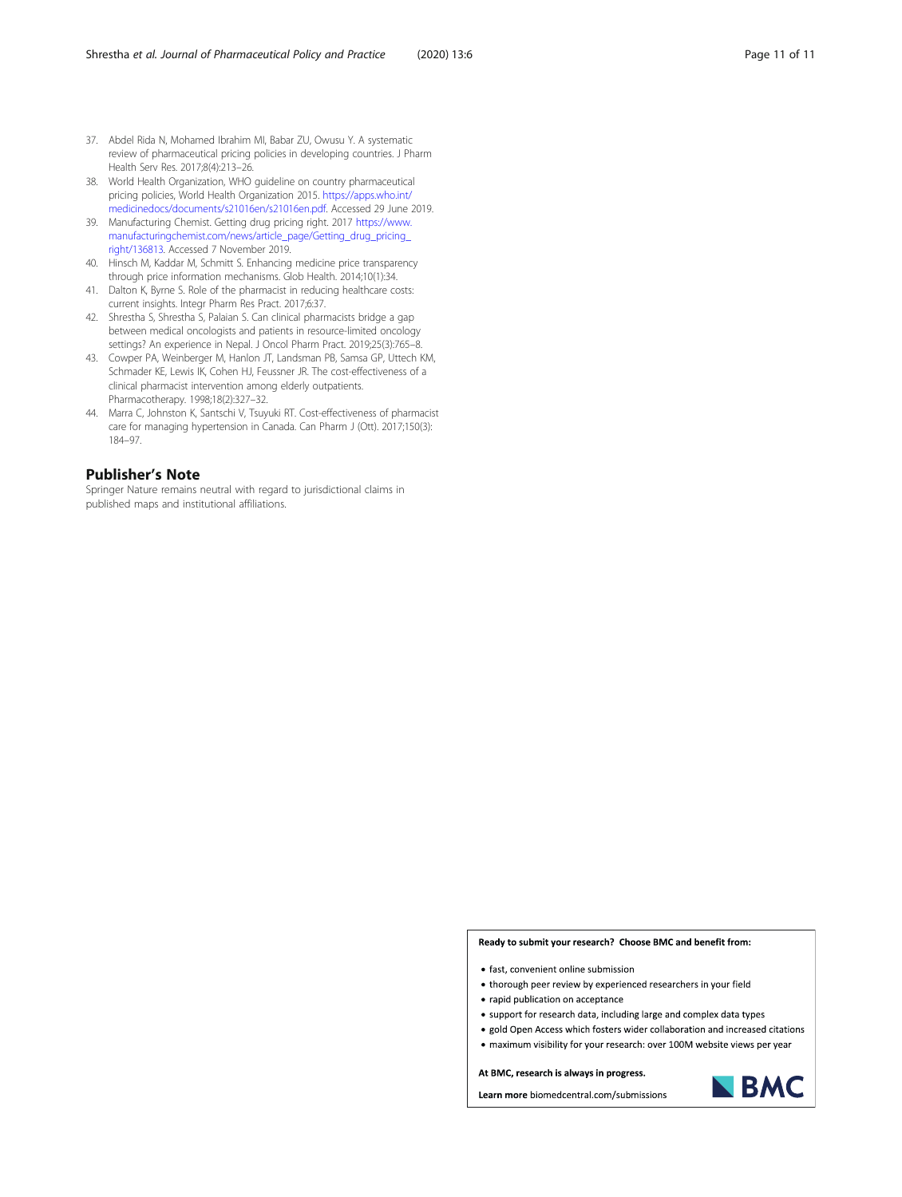37. Abdel Rida N, Mohamed Ibrahim MI, Babar ZU, Owusu Y. A systematic review of pharmaceutical pricing policies in developing countries. J Pharm Health Serv Res. 2017;8(4):213–26.
38. World Health Organization, WHO guideline on country pharmaceutical pricing policies, World Health Organization 2015. https://apps.who.int/medicinedocs/documents/s21016en/s21016en.pdf. Accessed 29 June 2019.
39. Manufacturing Chemist. Getting drug pricing right. 2017 https://www.manufacturingchemist.com/news/article_page/Getting_drug_pricing_right/136813. Accessed 7 November 2019.
40. Hinsch M, Kaddar M, Schmitt S. Enhancing medicine price transparency through price information mechanisms. Glob Health. 2014;10(1):34.
41. Dalton K, Byrne S. Role of the pharmacist in reducing healthcare costs: current insights. Integr Pharm Res Pract. 2017;6:37.
42. Shrestha S, Shrestha S, Palaian S. Can clinical pharmacists bridge a gap between medical oncologists and patients in resource-limited oncology settings? An experience in Nepal. J Oncol Pharm Pract. 2019;25(3):765–8.
43. Cowper PA, Weinberger M, Hanlon JT, Landsman PB, Samsa GP, Uttech KM, Schmader KE, Lewis IK, Cohen HJ, Feussner JR. The cost-effectiveness of a clinical pharmacist intervention among elderly outpatients. Pharmacotherapy. 1998;18(2):327–32.
44. Marra C, Johnston K, Santschi V, Tsuyuki RT. Cost-effectiveness of pharmacist care for managing hypertension in Canada. Can Pharm J (Ott). 2017;150(3):184–97.

## Publisher's Note

Springer Nature remains neutral with regard to jurisdictional claims in published maps and institutional affiliations.

**Ready to submit your research? Choose BMC and benefit from:**

- fast, convenient online submission
- thorough peer review by experienced researchers in your field
- rapid publication on acceptance
- support for research data, including large and complex data types
- gold Open Access which fosters wider collaboration and increased citations
- maximum visibility for your research: over 100M website views per year

**At BMC, research is always in progress.**

**Learn more** biomedcentral.com/submissions

BMC